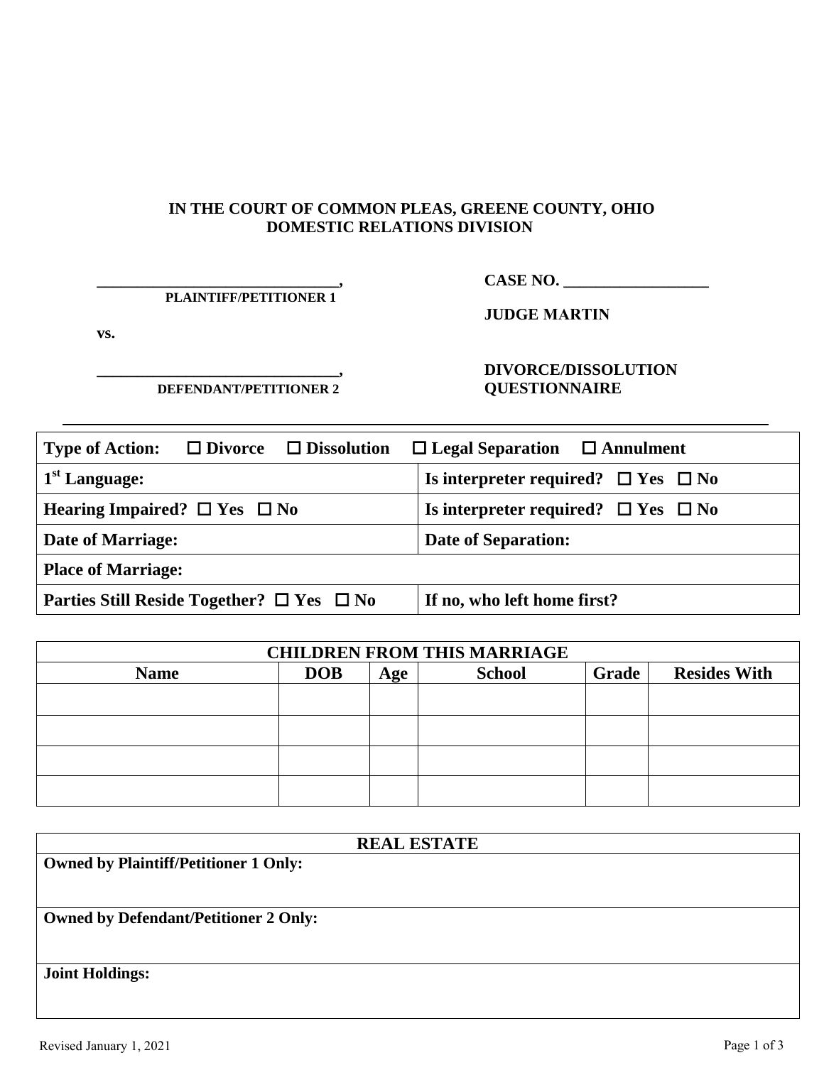**IN THE COURT OF COMMON PLEAS, GREENE COUNTY, OHIO**
**DOMESTIC RELATIONS DIVISION**

_______________________________,
**PLAINTIFF/PETITIONER 1**

**vs.**

_______________________________,
**DEFENDANT/PETITIONER 2**

**CASE NO.** ___________________

**JUDGE MARTIN**

**DIVORCE/DISSOLUTION QUESTIONNAIRE**

| **Type of Action:** ☐ **Divorce** ☐ **Dissolution** ☐ **Legal Separation** ☐ **Annulment** | |
|---|---|
| **1st Language:** | **Is interpreter required?** ☐ **Yes** ☐ **No** |
| **Hearing Impaired?** ☐ **Yes** ☐ **No** | **Is interpreter required?** ☐ **Yes** ☐ **No** |
| **Date of Marriage:** | **Date of Separation:** |
| **Place of Marriage:** | |
| **Parties Still Reside Together?** ☐ **Yes** ☐ **No** | **If no, who left home first?** |

| **CHILDREN FROM THIS MARRIAGE** | | | | | |
|---|---|---|---|---|---|
| **Name** | **DOB** | **Age** | **School** | **Grade** | **Resides With** |
| | | | | | |
| | | | | | |
| | | | | | |
| | | | | | |

| **REAL ESTATE** |
|---|
| **Owned by Plaintiff/Petitioner 1 Only:** |
| **Owned by Defendant/Petitioner 2 Only:** |
| **Joint Holdings:** |

Revised January 1, 2021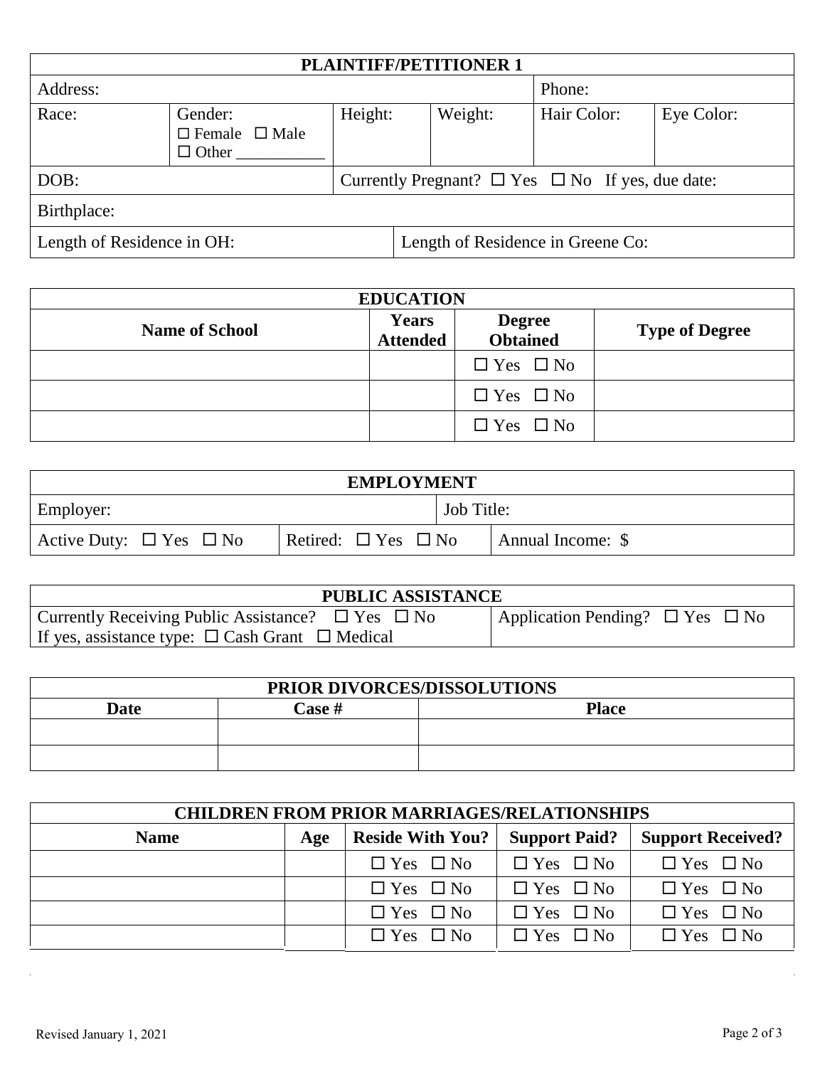| PLAINTIFF/PETITIONER 1 | | | | | |
|---|---|---|---|---|---|
| Address: | | | | Phone: | |
| Race: | Gender: ☐ Female ☐ Male ☐ Other ___________ | Height: | Weight: | Hair Color: | Eye Color: |
| DOB: | | Currently Pregnant? ☐ Yes ☐ No If yes, due date: | | | |
| Birthplace: | | | | | |
| Length of Residence in OH: | | | Length of Residence in Greene Co: | | |

| EDUCATION | | | |
|---|---|---|---|
| **Name of School** | **Years Attended** | **Degree Obtained** | **Type of Degree** |
| | | ☐ Yes ☐ No | |
| | | ☐ Yes ☐ No | |
| | | ☐ Yes ☐ No | |

| EMPLOYMENT | | |
|---|---|---|
| Employer: | | Job Title: |
| Active Duty: ☐ Yes ☐ No | Retired: ☐ Yes ☐ No | Annual Income: $ |

| PUBLIC ASSISTANCE | |
|---|---|
| Currently Receiving Public Assistance? ☐ Yes ☐ No<br>If yes, assistance type: ☐ Cash Grant ☐ Medical | Application Pending? ☐ Yes ☐ No |

| PRIOR DIVORCES/DISSOLUTIONS | | |
|---|---|---|
| **Date** | **Case #** | **Place** |
| | | |
| | | |

| CHILDREN FROM PRIOR MARRIAGES/RELATIONSHIPS | | | | |
|---|---|---|---|---|
| **Name** | **Age** | **Reside With You?** | **Support Paid?** | **Support Received?** |
| | | ☐ Yes ☐ No | ☐ Yes ☐ No | ☐ Yes ☐ No |
| | | ☐ Yes ☐ No | ☐ Yes ☐ No | ☐ Yes ☐ No |
| | | ☐ Yes ☐ No | ☐ Yes ☐ No | ☐ Yes ☐ No |
| | | ☐ Yes ☐ No | ☐ Yes ☐ No | ☐ Yes ☐ No |

Revised January 1, 2021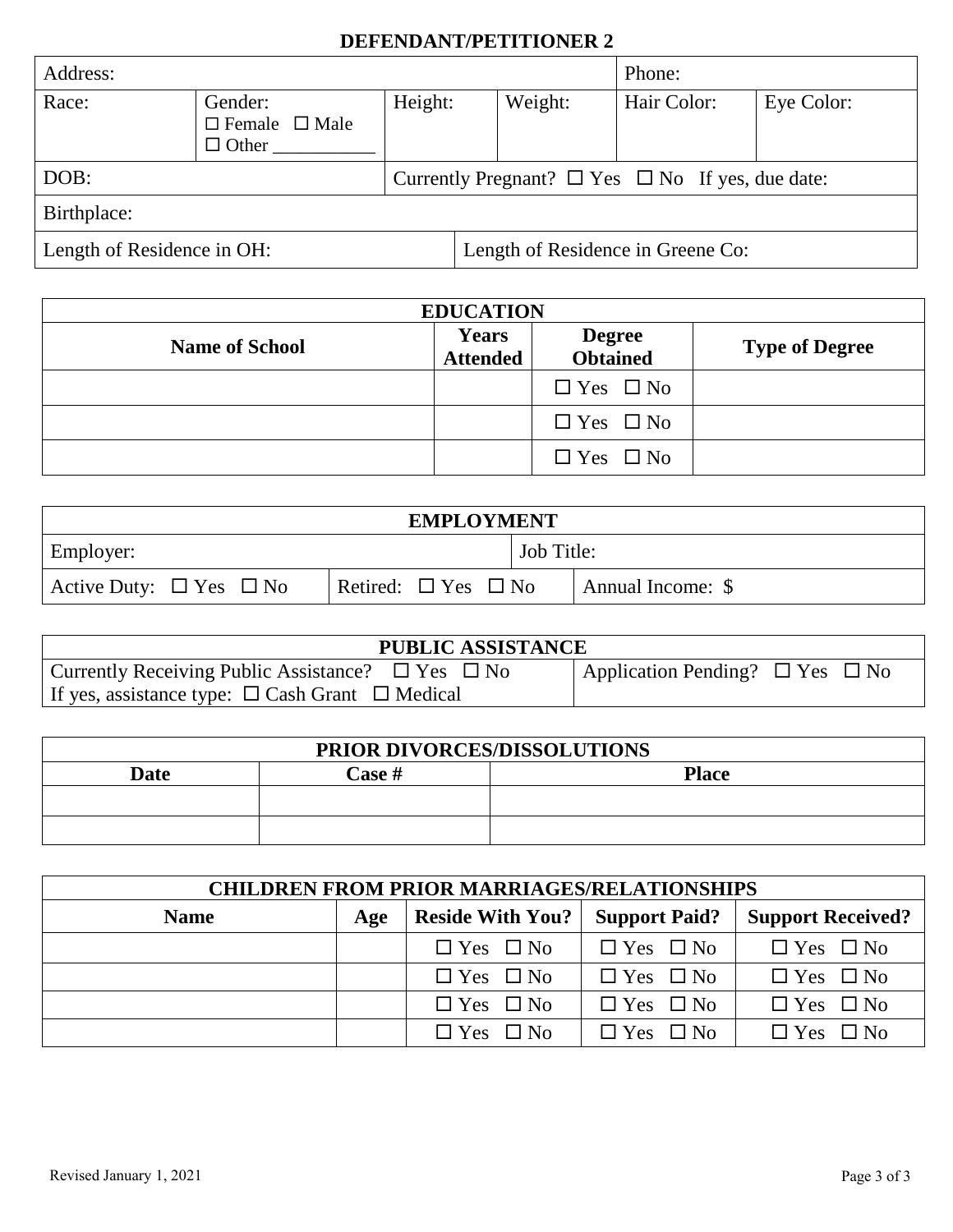## DEFENDANT/PETITIONER 2

| | | | | | |
|---|---|---|---|---|---|
| Address: | | | | Phone: | |
| Race: | Gender: ☐ Female ☐ Male ☐ Other ___________ | Height: | Weight: | Hair Color: | Eye Color: |
| DOB: | | Currently Pregnant? ☐ Yes ☐ No If yes, due date: | | | |
| Birthplace: | | | | | |
| Length of Residence in OH: | | | Length of Residence in Greene Co: | | |

| EDUCATION | | | |
|---|---|---|---|
| **Name of School** | **Years Attended** | **Degree Obtained** | **Type of Degree** |
| | | ☐ Yes ☐ No | |
| | | ☐ Yes ☐ No | |
| | | ☐ Yes ☐ No | |

| EMPLOYMENT | | |
|---|---|---|
| Employer: | | Job Title: |
| Active Duty: ☐ Yes ☐ No | Retired: ☐ Yes ☐ No | Annual Income: $ |

| PUBLIC ASSISTANCE | |
|---|---|
| Currently Receiving Public Assistance? ☐ Yes ☐ No<br>If yes, assistance type: ☐ Cash Grant ☐ Medical | Application Pending? ☐ Yes ☐ No |

| PRIOR DIVORCES/DISSOLUTIONS | | |
|---|---|---|
| **Date** | **Case #** | **Place** |
| | | |
| | | |

| CHILDREN FROM PRIOR MARRIAGES/RELATIONSHIPS | | | | |
|---|---|---|---|---|
| **Name** | **Age** | **Reside With You?** | **Support Paid?** | **Support Received?** |
| | | ☐ Yes ☐ No | ☐ Yes ☐ No | ☐ Yes ☐ No |
| | | ☐ Yes ☐ No | ☐ Yes ☐ No | ☐ Yes ☐ No |
| | | ☐ Yes ☐ No | ☐ Yes ☐ No | ☐ Yes ☐ No |
| | | ☐ Yes ☐ No | ☐ Yes ☐ No | ☐ Yes ☐ No |

Revised January 1, 2021